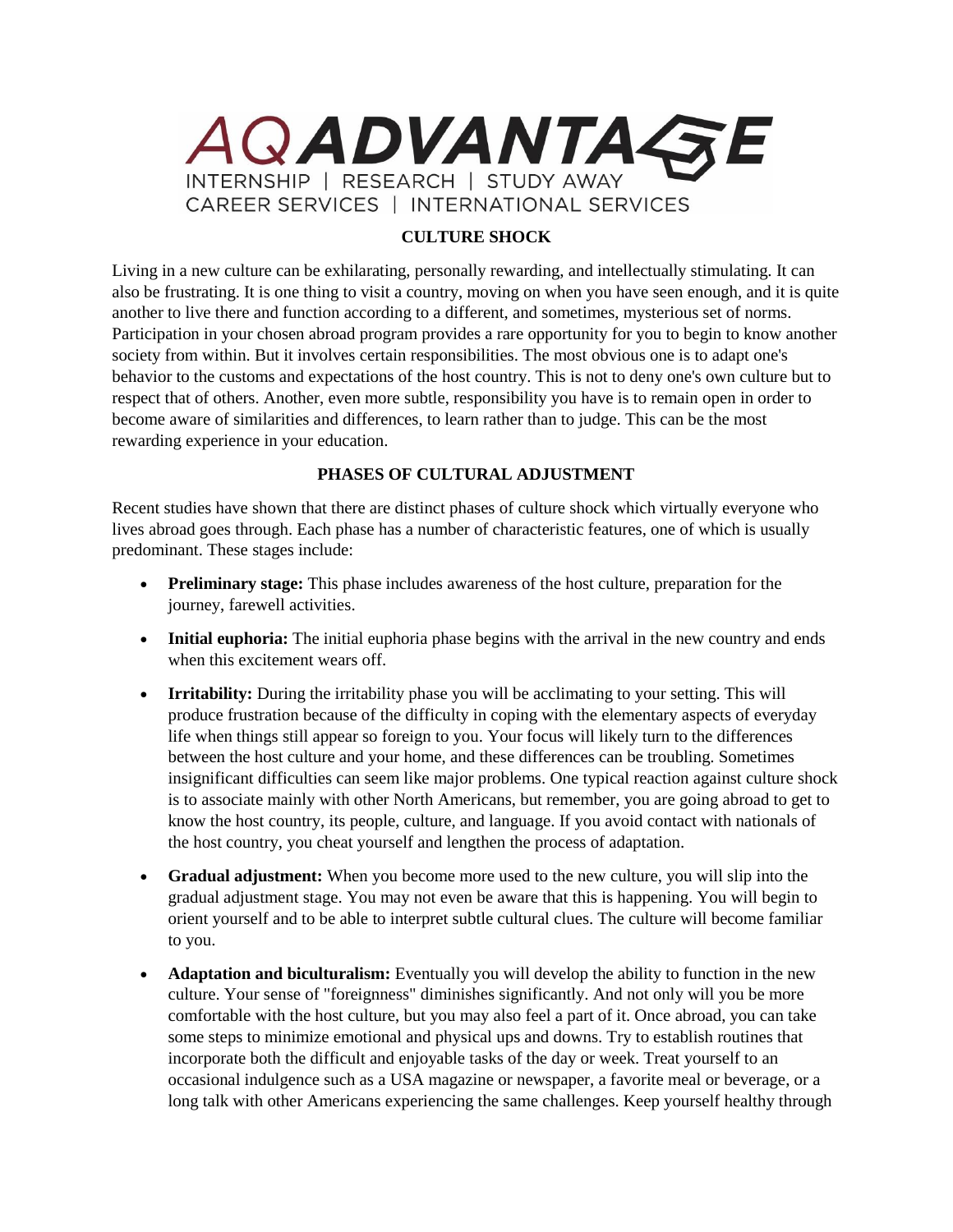# AQ ADVANTAGE

INTERNSHIP | RESEARCH | STUDY AWAY
CAREER SERVICES | INTERNATIONAL SERVICES

## CULTURE SHOCK

Living in a new culture can be exhilarating, personally rewarding, and intellectually stimulating. It can also be frustrating. It is one thing to visit a country, moving on when you have seen enough, and it is quite another to live there and function according to a different, and sometimes, mysterious set of norms. Participation in your chosen abroad program provides a rare opportunity for you to begin to know another society from within. But it involves certain responsibilities. The most obvious one is to adapt one's behavior to the customs and expectations of the host country. This is not to deny one's own culture but to respect that of others. Another, even more subtle, responsibility you have is to remain open in order to become aware of similarities and differences, to learn rather than to judge. This can be the most rewarding experience in your education.

## PHASES OF CULTURAL ADJUSTMENT

Recent studies have shown that there are distinct phases of culture shock which virtually everyone who lives abroad goes through. Each phase has a number of characteristic features, one of which is usually predominant. These stages include:

- **Preliminary stage:** This phase includes awareness of the host culture, preparation for the journey, farewell activities.
- **Initial euphoria:** The initial euphoria phase begins with the arrival in the new country and ends when this excitement wears off.
- **Irritability:** During the irritability phase you will be acclimating to your setting. This will produce frustration because of the difficulty in coping with the elementary aspects of everyday life when things still appear so foreign to you. Your focus will likely turn to the differences between the host culture and your home, and these differences can be troubling. Sometimes insignificant difficulties can seem like major problems. One typical reaction against culture shock is to associate mainly with other North Americans, but remember, you are going abroad to get to know the host country, its people, culture, and language. If you avoid contact with nationals of the host country, you cheat yourself and lengthen the process of adaptation.
- **Gradual adjustment:** When you become more used to the new culture, you will slip into the gradual adjustment stage. You may not even be aware that this is happening. You will begin to orient yourself and to be able to interpret subtle cultural clues. The culture will become familiar to you.
- **Adaptation and biculturalism:** Eventually you will develop the ability to function in the new culture. Your sense of "foreignness" diminishes significantly. And not only will you be more comfortable with the host culture, but you may also feel a part of it. Once abroad, you can take some steps to minimize emotional and physical ups and downs. Try to establish routines that incorporate both the difficult and enjoyable tasks of the day or week. Treat yourself to an occasional indulgence such as a USA magazine or newspaper, a favorite meal or beverage, or a long talk with other Americans experiencing the same challenges. Keep yourself healthy through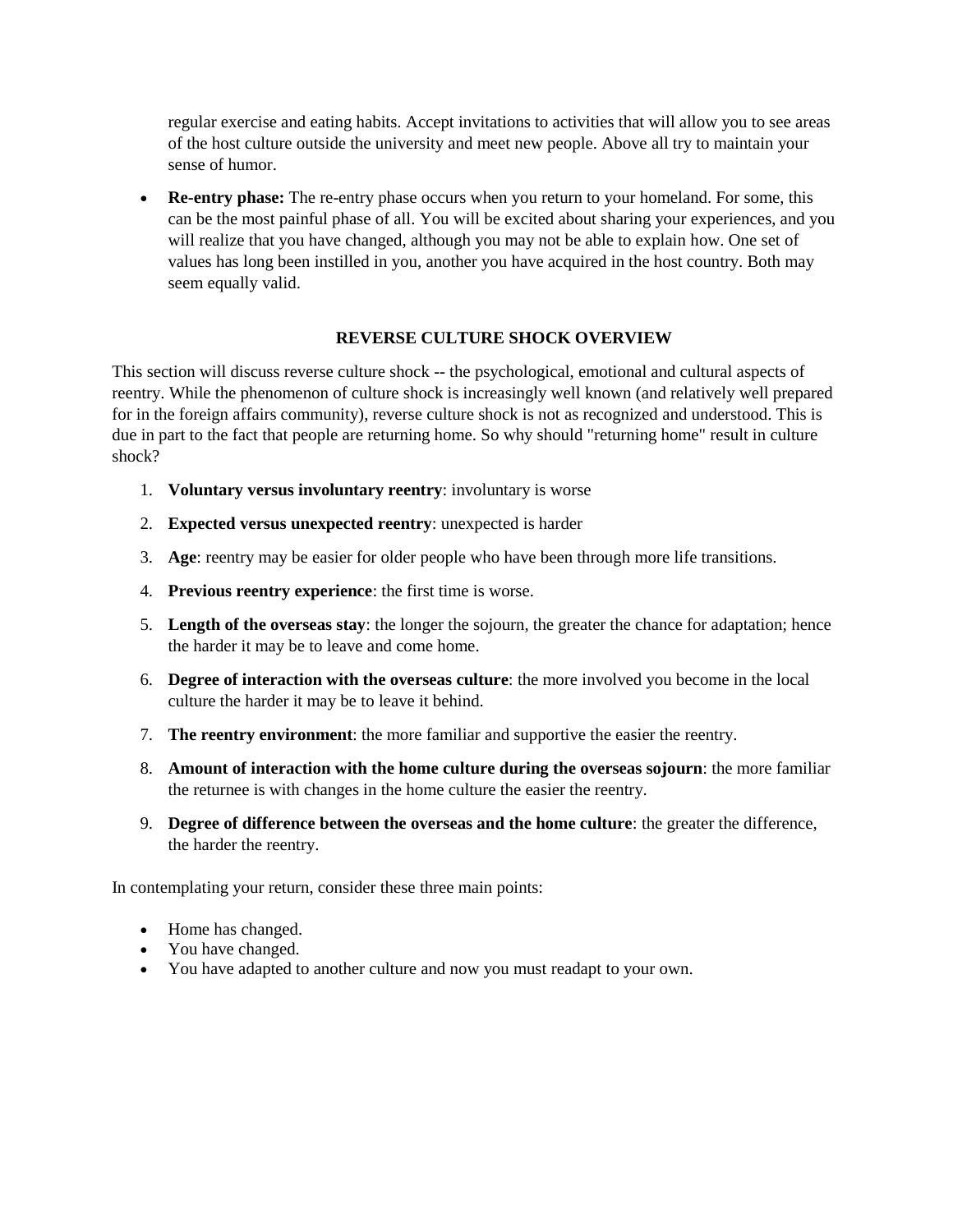regular exercise and eating habits. Accept invitations to activities that will allow you to see areas of the host culture outside the university and meet new people. Above all try to maintain your sense of humor.

- **Re-entry phase:** The re-entry phase occurs when you return to your homeland. For some, this can be the most painful phase of all. You will be excited about sharing your experiences, and you will realize that you have changed, although you may not be able to explain how. One set of values has long been instilled in you, another you have acquired in the host country. Both may seem equally valid.

## REVERSE CULTURE SHOCK OVERVIEW

This section will discuss reverse culture shock -- the psychological, emotional and cultural aspects of reentry. While the phenomenon of culture shock is increasingly well known (and relatively well prepared for in the foreign affairs community), reverse culture shock is not as recognized and understood. This is due in part to the fact that people are returning home. So why should "returning home" result in culture shock?

1. **Voluntary versus involuntary reentry**: involuntary is worse
2. **Expected versus unexpected reentry**: unexpected is harder
3. **Age**: reentry may be easier for older people who have been through more life transitions.
4. **Previous reentry experience**: the first time is worse.
5. **Length of the overseas stay**: the longer the sojourn, the greater the chance for adaptation; hence the harder it may be to leave and come home.
6. **Degree of interaction with the overseas culture**: the more involved you become in the local culture the harder it may be to leave it behind.
7. **The reentry environment**: the more familiar and supportive the easier the reentry.
8. **Amount of interaction with the home culture during the overseas sojourn**: the more familiar the returnee is with changes in the home culture the easier the reentry.
9. **Degree of difference between the overseas and the home culture**: the greater the difference, the harder the reentry.

In contemplating your return, consider these three main points:

- Home has changed.
- You have changed.
- You have adapted to another culture and now you must readapt to your own.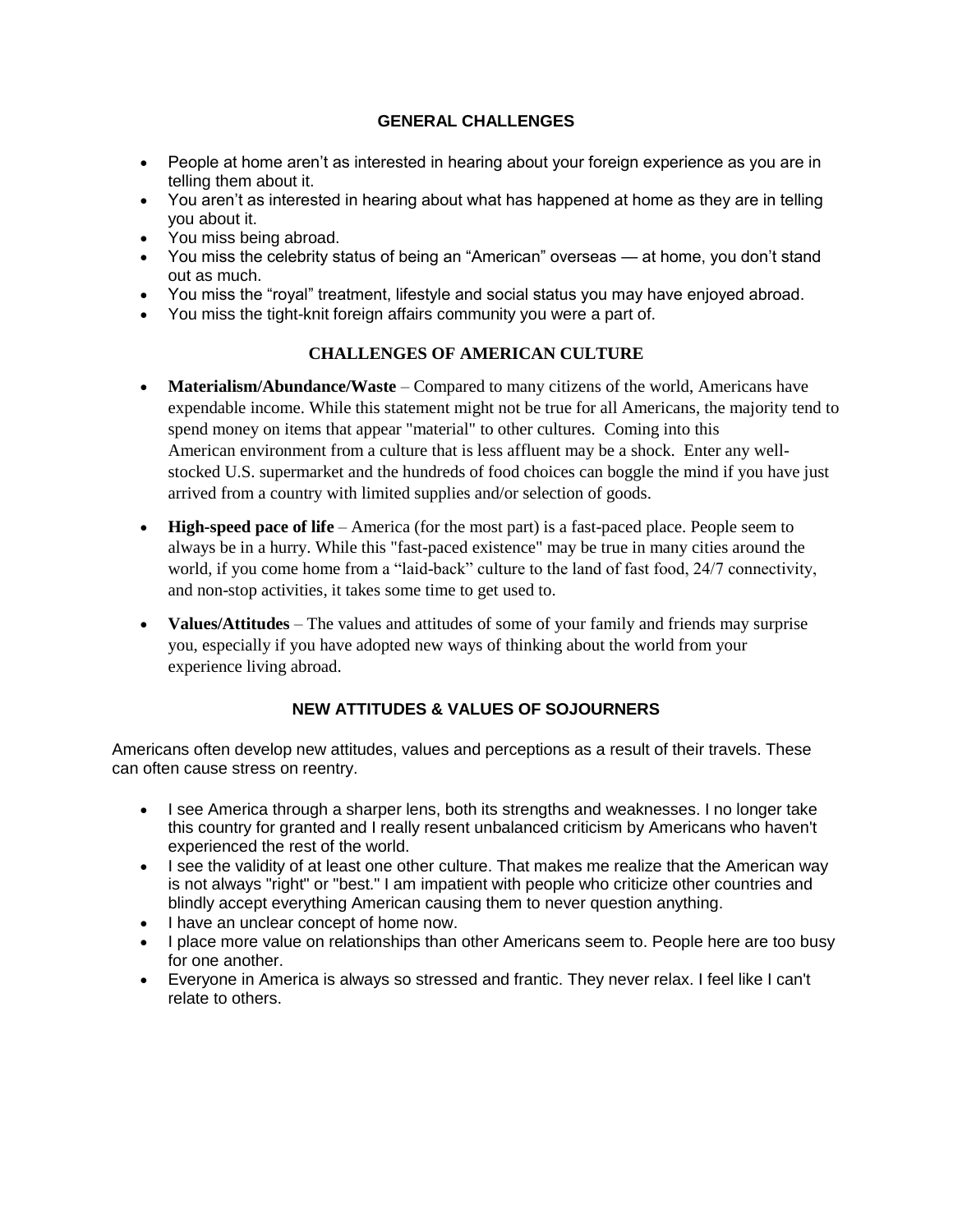## GENERAL CHALLENGES

- People at home aren't as interested in hearing about your foreign experience as you are in telling them about it.
- You aren't as interested in hearing about what has happened at home as they are in telling you about it.
- You miss being abroad.
- You miss the celebrity status of being an "American" overseas — at home, you don't stand out as much.
- You miss the "royal" treatment, lifestyle and social status you may have enjoyed abroad.
- You miss the tight-knit foreign affairs community you were a part of.

## CHALLENGES OF AMERICAN CULTURE

- **Materialism/Abundance/Waste** – Compared to many citizens of the world, Americans have expendable income. While this statement might not be true for all Americans, the majority tend to spend money on items that appear "material" to other cultures. Coming into this American environment from a culture that is less affluent may be a shock. Enter any well-stocked U.S. supermarket and the hundreds of food choices can boggle the mind if you have just arrived from a country with limited supplies and/or selection of goods.

- **High-speed pace of life** – America (for the most part) is a fast-paced place. People seem to always be in a hurry. While this "fast-paced existence" may be true in many cities around the world, if you come home from a "laid-back" culture to the land of fast food, 24/7 connectivity, and non-stop activities, it takes some time to get used to.

- **Values/Attitudes** – The values and attitudes of some of your family and friends may surprise you, especially if you have adopted new ways of thinking about the world from your experience living abroad.

## NEW ATTITUDES & VALUES OF SOJOURNERS

Americans often develop new attitudes, values and perceptions as a result of their travels. These can often cause stress on reentry.

- I see America through a sharper lens, both its strengths and weaknesses. I no longer take this country for granted and I really resent unbalanced criticism by Americans who haven't experienced the rest of the world.
- I see the validity of at least one other culture. That makes me realize that the American way is not always "right" or "best." I am impatient with people who criticize other countries and blindly accept everything American causing them to never question anything.
- I have an unclear concept of home now.
- I place more value on relationships than other Americans seem to. People here are too busy for one another.
- Everyone in America is always so stressed and frantic. They never relax. I feel like I can't relate to others.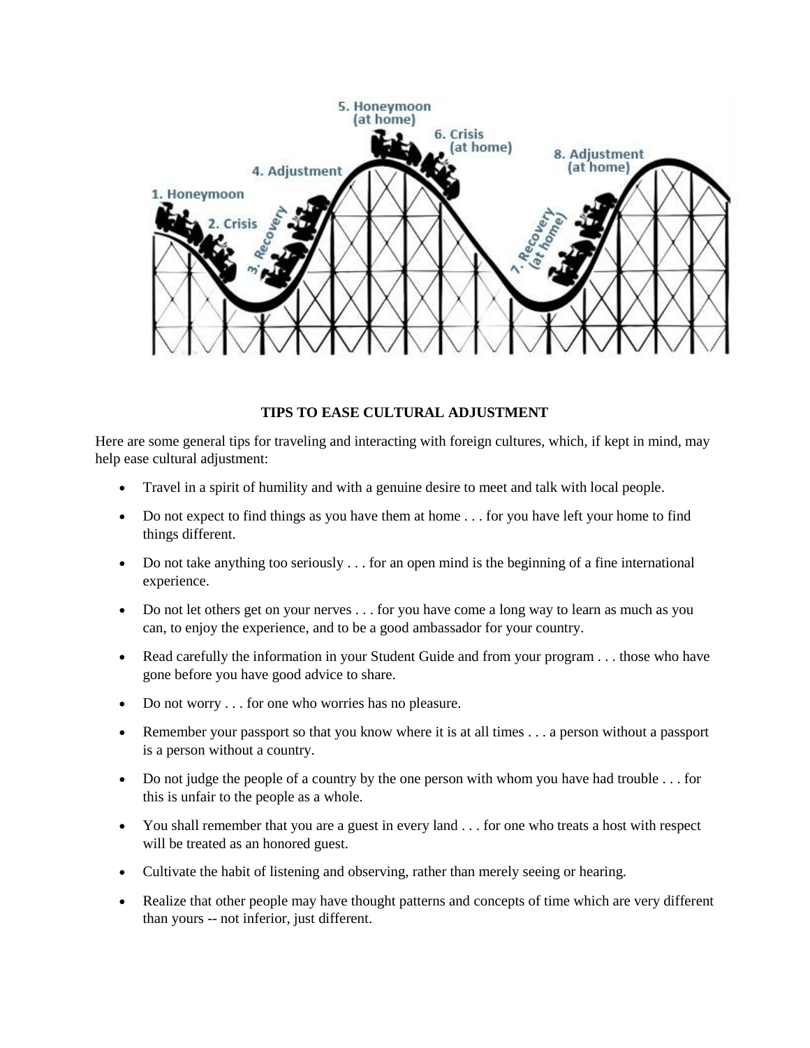## TIPS TO EASE CULTURAL ADJUSTMENT

Here are some general tips for traveling and interacting with foreign cultures, which, if kept in mind, may help ease cultural adjustment:

- Travel in a spirit of humility and with a genuine desire to meet and talk with local people.
- Do not expect to find things as you have them at home . . . for you have left your home to find things different.
- Do not take anything too seriously . . . for an open mind is the beginning of a fine international experience.
- Do not let others get on your nerves . . . for you have come a long way to learn as much as you can, to enjoy the experience, and to be a good ambassador for your country.
- Read carefully the information in your Student Guide and from your program . . . those who have gone before you have good advice to share.
- Do not worry . . . for one who worries has no pleasure.
- Remember your passport so that you know where it is at all times . . . a person without a passport is a person without a country.
- Do not judge the people of a country by the one person with whom you have had trouble . . . for this is unfair to the people as a whole.
- You shall remember that you are a guest in every land . . . for one who treats a host with respect will be treated as an honored guest.
- Cultivate the habit of listening and observing, rather than merely seeing or hearing.
- Realize that other people may have thought patterns and concepts of time which are very different than yours -- not inferior, just different.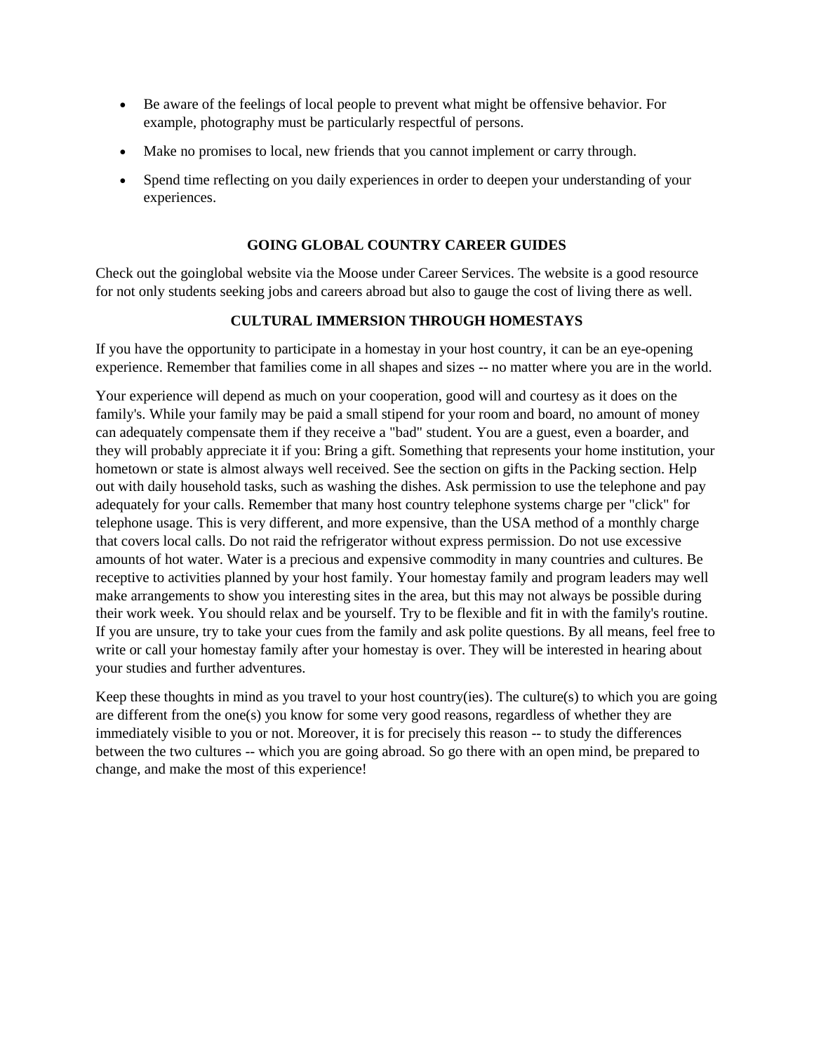- Be aware of the feelings of local people to prevent what might be offensive behavior. For example, photography must be particularly respectful of persons.
- Make no promises to local, new friends that you cannot implement or carry through.
- Spend time reflecting on you daily experiences in order to deepen your understanding of your experiences.

## GOING GLOBAL COUNTRY CAREER GUIDES

Check out the goinglobal website via the Moose under Career Services. The website is a good resource for not only students seeking jobs and careers abroad but also to gauge the cost of living there as well.

## CULTURAL IMMERSION THROUGH HOMESTAYS

If you have the opportunity to participate in a homestay in your host country, it can be an eye-opening experience. Remember that families come in all shapes and sizes -- no matter where you are in the world.

Your experience will depend as much on your cooperation, good will and courtesy as it does on the family's. While your family may be paid a small stipend for your room and board, no amount of money can adequately compensate them if they receive a "bad" student. You are a guest, even a boarder, and they will probably appreciate it if you: Bring a gift. Something that represents your home institution, your hometown or state is almost always well received. See the section on gifts in the Packing section. Help out with daily household tasks, such as washing the dishes. Ask permission to use the telephone and pay adequately for your calls. Remember that many host country telephone systems charge per "click" for telephone usage. This is very different, and more expensive, than the USA method of a monthly charge that covers local calls. Do not raid the refrigerator without express permission. Do not use excessive amounts of hot water. Water is a precious and expensive commodity in many countries and cultures. Be receptive to activities planned by your host family. Your homestay family and program leaders may well make arrangements to show you interesting sites in the area, but this may not always be possible during their work week. You should relax and be yourself. Try to be flexible and fit in with the family's routine. If you are unsure, try to take your cues from the family and ask polite questions. By all means, feel free to write or call your homestay family after your homestay is over. They will be interested in hearing about your studies and further adventures.

Keep these thoughts in mind as you travel to your host country(ies). The culture(s) to which you are going are different from the one(s) you know for some very good reasons, regardless of whether they are immediately visible to you or not. Moreover, it is for precisely this reason -- to study the differences between the two cultures -- which you are going abroad. So go there with an open mind, be prepared to change, and make the most of this experience!